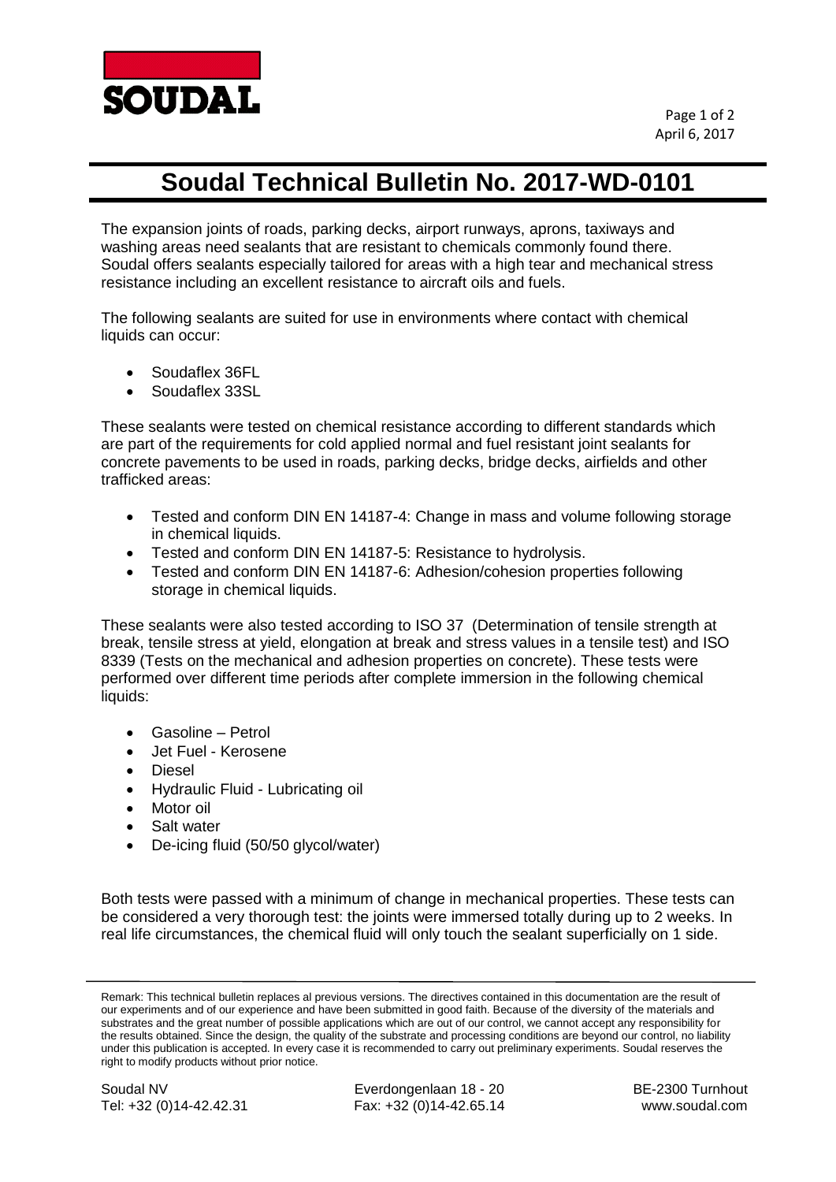# Soudal Technical Bulletin No. 2017-WD-0101

April 6, 2017

The expansion joints of roads, parking decks, airport runways, aprons, taxiways and washing areas need sealants that are resistant to chemicals commonly found there. Soudal offers sealants especially tailored for areas with a high tear and mechanical stress resistance including an excellent resistance to aircraft oils and fuels.

The following sealants are suited for use in environments where contact with chemical liquids can occur:

- Soudaflex 36FL
- Soudaflex 33SL

These sealants were tested on chemical resistance according to different standards which are part of the requirements for cold applied normal and fuel resistant joint sealants for concrete pavements to be used in roads, parking decks, bridge decks, airfields and other trafficked areas:

- Tested and conform DIN EN 14187-4: Change in mass and volume following storage in chemical liquids.
- Tested and conform DIN EN 14187-5: Resistance to hydrolysis.
- Tested and conform DIN EN 14187-6: Adhesion/cohesion properties following storage in chemical liquids.

These sealants were also tested according to ISO 37 (Determination of tensile strength at break, tensile stress at yield, elongation at break and stress values in a tensile test) and ISO 8339 (Tests on the mechanical and adhesion properties on concrete). These tests were performed over different time periods after complete immersion in the following chemical liquids:

- Gasoline – Petrol
- Jet Fuel - Kerosene
- Diesel
- Hydraulic Fluid - Lubricating oil
- Motor oil
- Salt water
- De-icing fluid (50/50 glycol/water)

Both tests were passed with a minimum of change in mechanical properties. These tests can be considered a very thorough test: the joints were immersed totally during up to 2 weeks. In real life circumstances, the chemical fluid will only touch the sealant superficially on 1 side.

Remark: This technical bulletin replaces al previous versions. The directives contained in this documentation are the result of our experiments and of our experience and have been submitted in good faith. Because of the diversity of the materials and substrates and the great number of possible applications which are out of our control, we cannot accept any responsibility for the results obtained. Since the design, the quality of the substrate and processing conditions are beyond our control, no liability under this publication is accepted. In every case it is recommended to carry out preliminary experiments. Soudal reserves the right to modify products without prior notice.

Soudal NV | Everdongenlaan 18 - 20 | BE-2300 Turnhout
Tel: +32 (0)14-42.42.31 | Fax: +32 (0)14-42.65.14 | www.soudal.com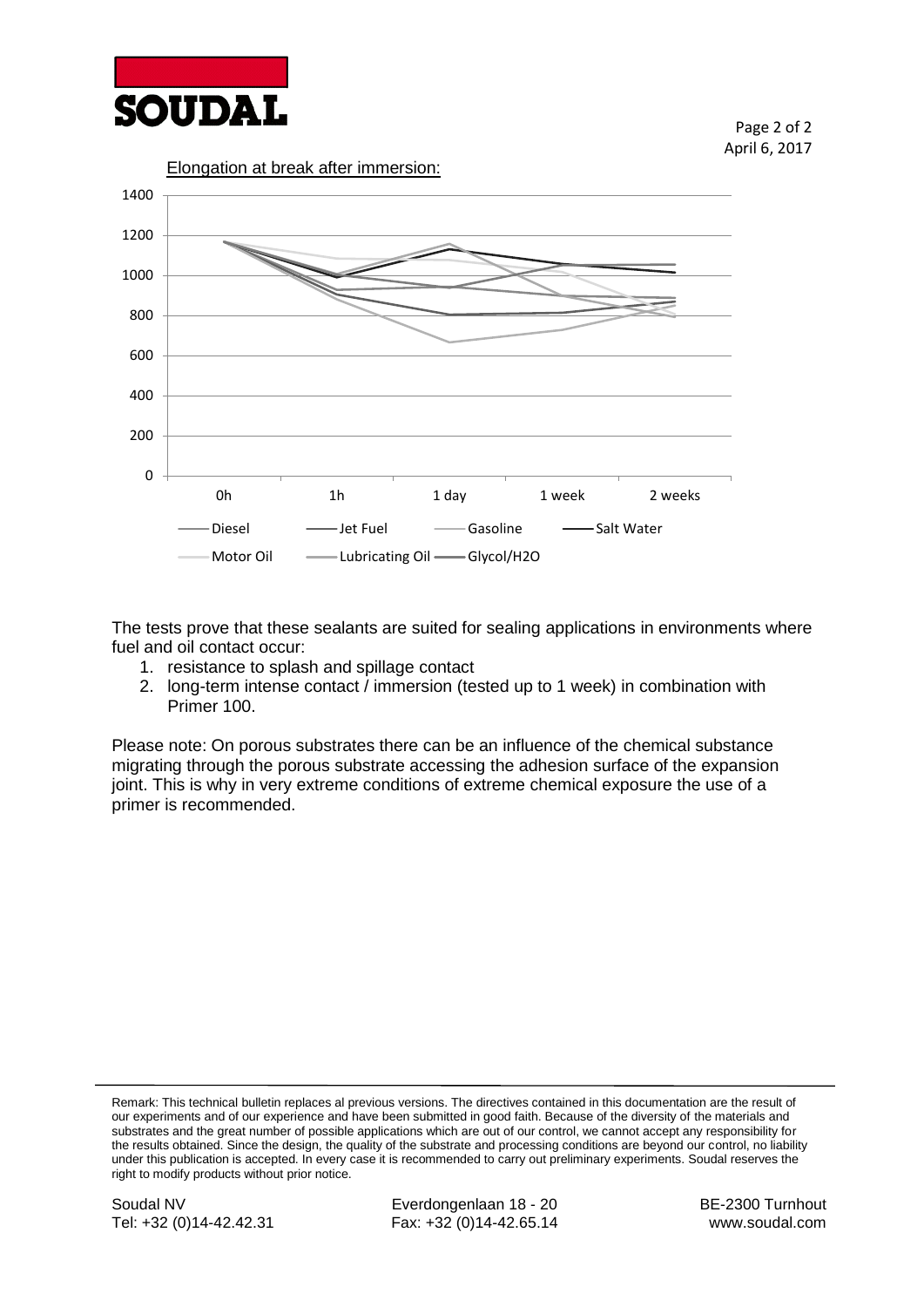Elongation at break after immersion:

1400
1200
1000
800
600
400
200
0

0h
1h
1 day
1 week
2 weeks

Diesel
Jet Fuel
Gasoline
Salt Water
Motor Oil
Lubricating Oil
Glycol/H2O

The tests prove that these sealants are suited for sealing applications in environments where fuel and oil contact occur:

1. resistance to splash and spillage contact
2. long-term intense contact / immersion (tested up to 1 week) in combination with Primer 100.

Please note: On porous substrates there can be an influence of the chemical substance migrating through the porous substrate accessing the adhesion surface of the expansion joint. This is why in very extreme conditions of extreme chemical exposure the use of a primer is recommended.

Remark: This technical bulletin replaces al previous versions. The directives contained in this documentation are the result of our experiments and of our experience and have been submitted in good faith. Because of the diversity of the materials and substrates and the great number of possible applications which are out of our control, we cannot accept any responsibility for the results obtained. Since the design, the quality of the substrate and processing conditions are beyond our control, no liability under this publication is accepted. In every case it is recommended to carry out preliminary experiments. Soudal reserves the right to modify products without prior notice.

Soudal NV
Tel: +32 (0)14-42.42.31

Everdongenlaan 18 - 20
Fax: +32 (0)14-42.65.14

BE-2300 Turnhout
www.soudal.com